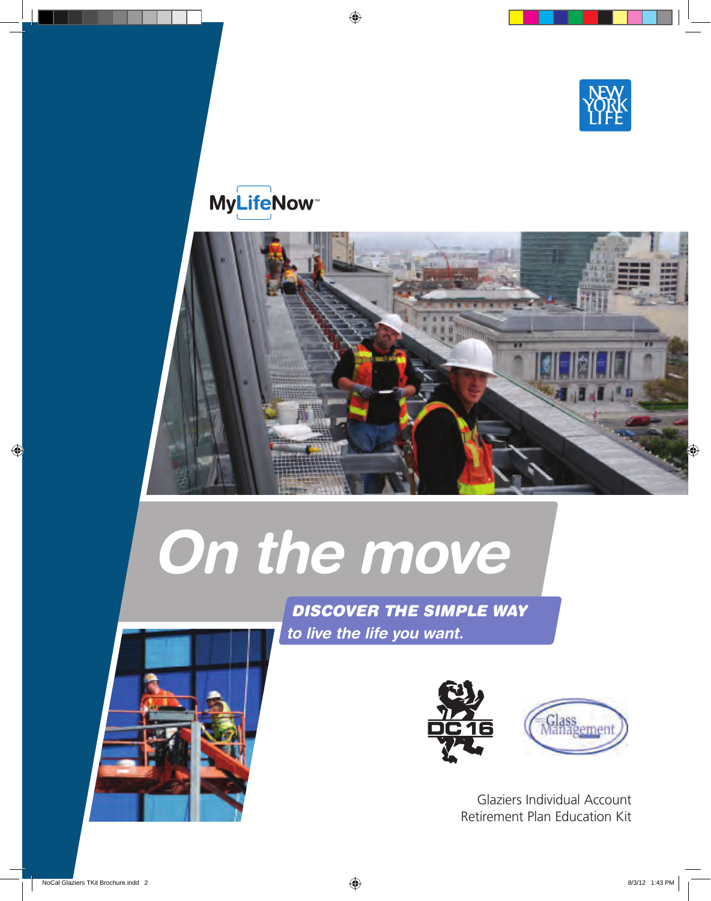MyLifeNow℠

# On the move

**DISCOVER THE SIMPLE WAY**

*to live the life you want.*

Glaziers Individual Account
Retirement Plan Education Kit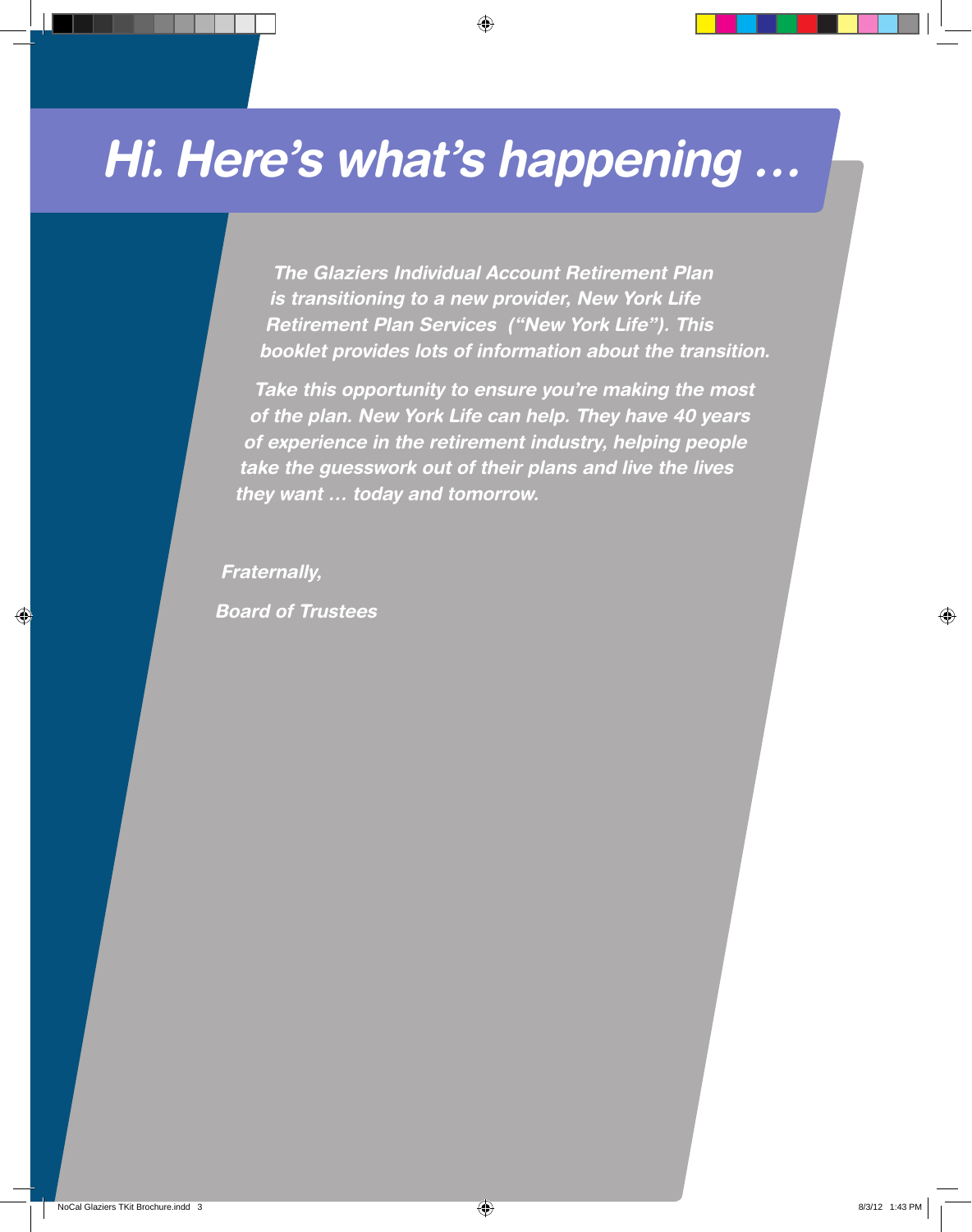# Hi. Here's what's happening …

***The Glaziers Individual Account Retirement Plan is transitioning to a new provider, New York Life Retirement Plan Services ("New York Life"). This booklet provides lots of information about the transition.***

***Take this opportunity to ensure you're making the most of the plan. New York Life can help. They have 40 years of experience in the retirement industry, helping people take the guesswork out of their plans and live the lives they want … today and tomorrow.***

***Fraternally,***

***Board of Trustees***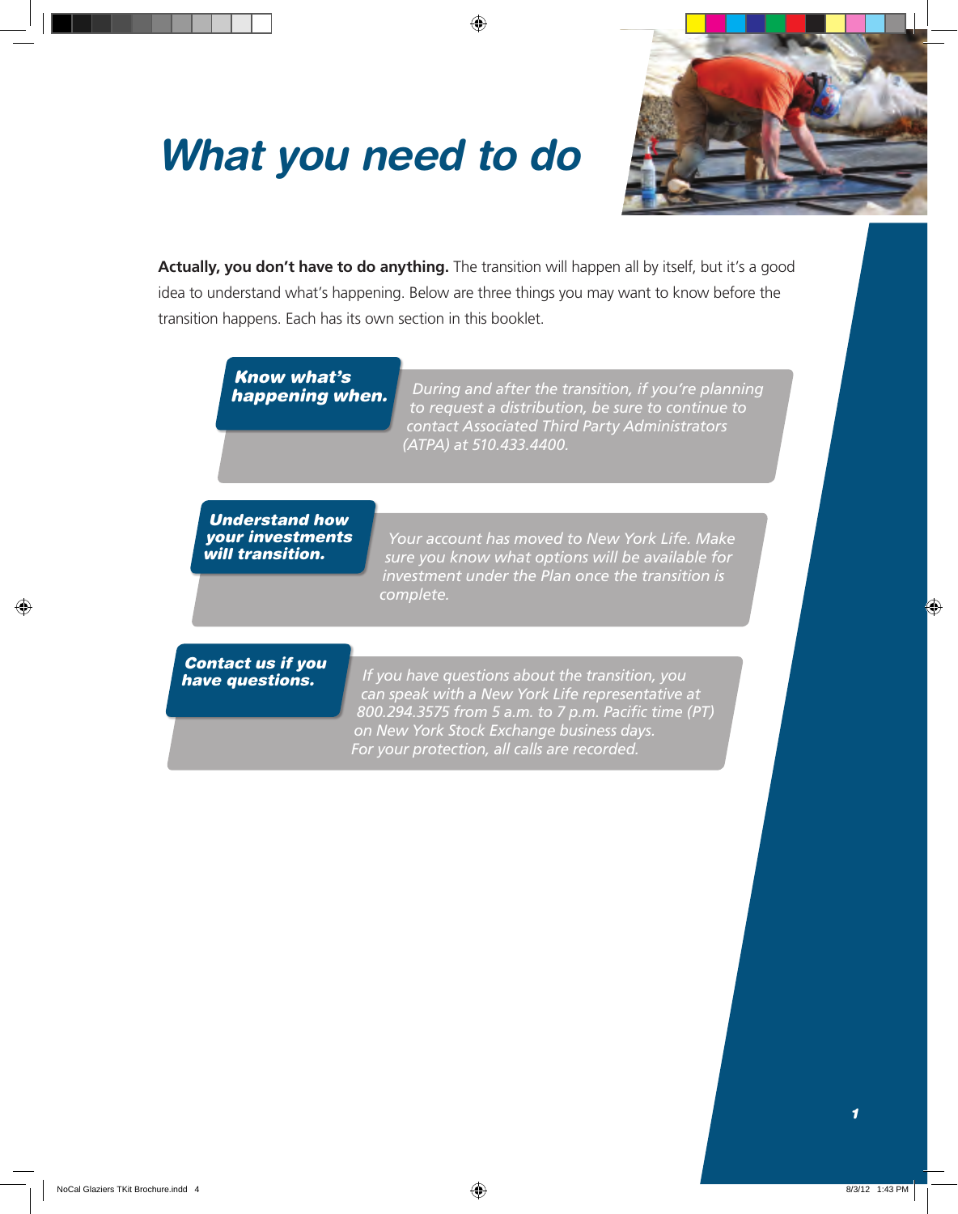# What you need to do

**Actually, you don't have to do anything.** The transition will happen all by itself, but it's a good idea to understand what's happening. Below are three things you may want to know before the transition happens. Each has its own section in this booklet.

***Know what's happening when.***

*During and after the transition, if you're planning to request a distribution, be sure to continue to contact Associated Third Party Administrators (ATPA) at 510.433.4400.*

***Understand how your investments will transition.***

*Your account has moved to New York Life. Make sure you know what options will be available for investment under the Plan once the transition is complete.*

***Contact us if you have questions.***

*If you have questions about the transition, you can speak with a New York Life representative at 800.294.3575 from 5 a.m. to 7 p.m. Pacific time (PT) on New York Stock Exchange business days. For your protection, all calls are recorded.*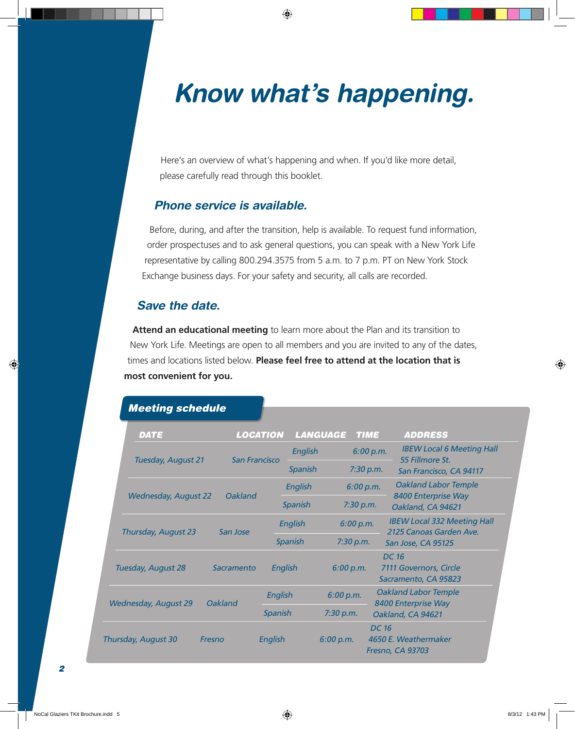# Know what's happening.

Here's an overview of what's happening and when. If you'd like more detail, please carefully read through this booklet.

## Phone service is available.

Before, during, and after the transition, help is available. To request fund information, order prospectuses and to ask general questions, you can speak with a New York Life representative by calling 800.294.3575 from 5 a.m. to 7 p.m. PT on New York Stock Exchange business days. For your safety and security, all calls are recorded.

## Save the date.

**Attend an educational meeting** to learn more about the Plan and its transition to New York Life. Meetings are open to all members and you are invited to any of the dates, times and locations listed below. **Please feel free to attend at the location that is most convenient for you.**

### Meeting schedule

| DATE | LOCATION | LANGUAGE | TIME | ADDRESS |
|---|---|---|---|---|
| Tuesday, August 21 | San Francisco | English | 6:00 p.m. | IBEW Local 6 Meeting Hall, 55 Fillmore St., San Francisco, CA 94117 |
| | | Spanish | 7:30 p.m. | |
| Wednesday, August 22 | Oakland | English | 6:00 p.m. | Oakland Labor Temple, 8400 Enterprise Way, Oakland, CA 94621 |
| | | Spanish | 7:30 p.m. | |
| Thursday, August 23 | San Jose | English | 6:00 p.m. | IBEW Local 332 Meeting Hall, 2125 Canoas Garden Ave., San Jose, CA 95125 |
| | | Spanish | 7:30 p.m. | |
| Tuesday, August 28 | Sacramento | English | 6:00 p.m. | DC 16, 7111 Governors, Circle, Sacramento, CA 95823 |
| Wednesday, August 29 | Oakland | English | 6:00 p.m. | Oakland Labor Temple, 8400 Enterprise Way, Oakland, CA 94621 |
| | | Spanish | 7:30 p.m. | |
| Thursday, August 30 | Fresno | English | 6:00 p.m. | DC 16, 4650 E. Weathermaker, Fresno, CA 93703 |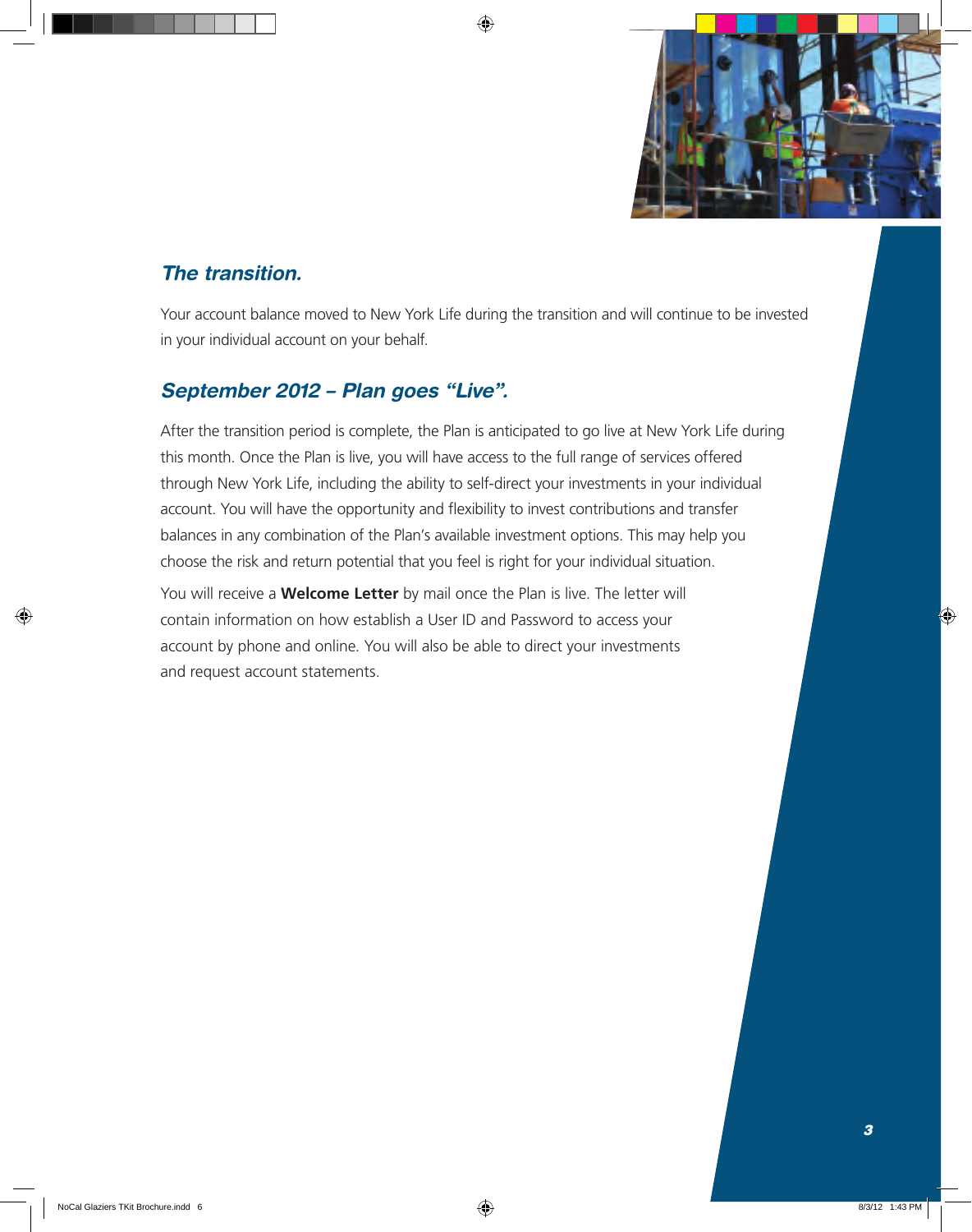## *The transition.*

Your account balance moved to New York Life during the transition and will continue to be invested in your individual account on your behalf.

## *September 2012 – Plan goes "Live".*

After the transition period is complete, the Plan is anticipated to go live at New York Life during this month. Once the Plan is live, you will have access to the full range of services offered through New York Life, including the ability to self-direct your investments in your individual account. You will have the opportunity and flexibility to invest contributions and transfer balances in any combination of the Plan's available investment options. This may help you choose the risk and return potential that you feel is right for your individual situation.

You will receive a **Welcome Letter** by mail once the Plan is live. The letter will contain information on how establish a User ID and Password to access your account by phone and online. You will also be able to direct your investments and request account statements.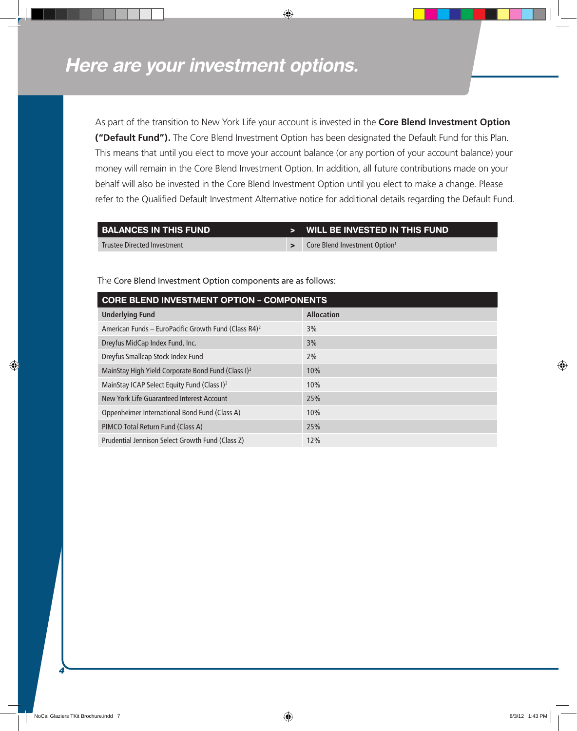# Here are your investment options.

As part of the transition to New York Life your account is invested in the **Core Blend Investment Option ("Default Fund").** The Core Blend Investment Option has been designated the Default Fund for this Plan. This means that until you elect to move your account balance (or any portion of your account balance) your money will remain in the Core Blend Investment Option. In addition, all future contributions made on your behalf will also be invested in the Core Blend Investment Option until you elect to make a change. Please refer to the Qualified Default Investment Alternative notice for additional details regarding the Default Fund.

| BALANCES IN THIS FUND | > | WILL BE INVESTED IN THIS FUND |
|---|---|---|
| Trustee Directed Investment | > | Core Blend Investment Option[1] |

The Core Blend Investment Option components are as follows:

| CORE BLEND INVESTMENT OPTION – COMPONENTS | |
|---|---|
| **Underlying Fund** | **Allocation** |
| American Funds – EuroPacific Growth Fund (Class R4)[2] | 3% |
| Dreyfus MidCap Index Fund, Inc. | 3% |
| Dreyfus Smallcap Stock Index Fund | 2% |
| MainStay High Yield Corporate Bond Fund (Class I)[2] | 10% |
| MainStay ICAP Select Equity Fund (Class I)[2] | 10% |
| New York Life Guaranteed Interest Account | 25% |
| Oppenheimer International Bond Fund (Class A) | 10% |
| PIMCO Total Return Fund (Class A) | 25% |
| Prudential Jennison Select Growth Fund (Class Z) | 12% |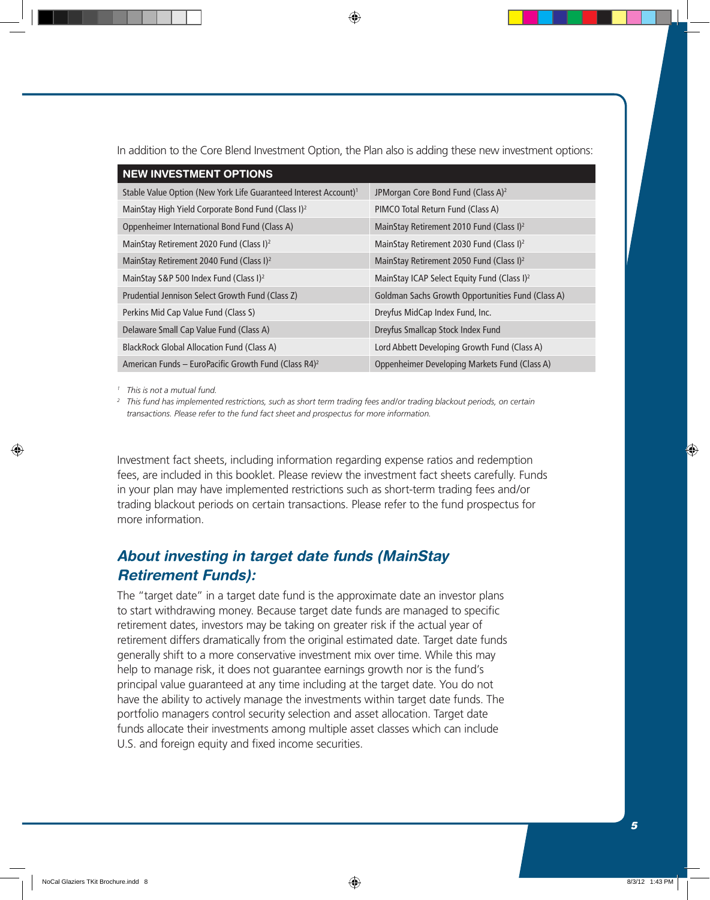In addition to the Core Blend Investment Option, the Plan also is adding these new investment options:

| NEW INVESTMENT OPTIONS | |
|---|---|
| Stable Value Option (New York Life Guaranteed Interest Account)[1] | JPMorgan Core Bond Fund (Class A)[2] |
| MainStay High Yield Corporate Bond Fund (Class I)[2] | PIMCO Total Return Fund (Class A) |
| Oppenheimer International Bond Fund (Class A) | MainStay Retirement 2010 Fund (Class I)[2] |
| MainStay Retirement 2020 Fund (Class I)[2] | MainStay Retirement 2030 Fund (Class I)[2] |
| MainStay Retirement 2040 Fund (Class I)[2] | MainStay Retirement 2050 Fund (Class I)[2] |
| MainStay S&P 500 Index Fund (Class I)[2] | MainStay ICAP Select Equity Fund (Class I)[2] |
| Prudential Jennison Select Growth Fund (Class Z) | Goldman Sachs Growth Opportunities Fund (Class A) |
| Perkins Mid Cap Value Fund (Class S) | Dreyfus MidCap Index Fund, Inc. |
| Delaware Small Cap Value Fund (Class A) | Dreyfus Smallcap Stock Index Fund |
| BlackRock Global Allocation Fund (Class A) | Lord Abbett Developing Growth Fund (Class A) |
| American Funds – EuroPacific Growth Fund (Class R4)[2] | Oppenheimer Developing Markets Fund (Class A) |

[1] *This is not a mutual fund.*

[2] *This fund has implemented restrictions, such as short term trading fees and/or trading blackout periods, on certain transactions. Please refer to the fund fact sheet and prospectus for more information.*

Investment fact sheets, including information regarding expense ratios and redemption fees, are included in this booklet. Please review the investment fact sheets carefully. Funds in your plan may have implemented restrictions such as short-term trading fees and/or trading blackout periods on certain transactions. Please refer to the fund prospectus for more information.

## *About investing in target date funds (MainStay Retirement Funds):*

The "target date" in a target date fund is the approximate date an investor plans to start withdrawing money. Because target date funds are managed to specific retirement dates, investors may be taking on greater risk if the actual year of retirement differs dramatically from the original estimated date. Target date funds generally shift to a more conservative investment mix over time. While this may help to manage risk, it does not guarantee earnings growth nor is the fund's principal value guaranteed at any time including at the target date. You do not have the ability to actively manage the investments within target date funds. The portfolio managers control security selection and asset allocation. Target date funds allocate their investments among multiple asset classes which can include U.S. and foreign equity and fixed income securities.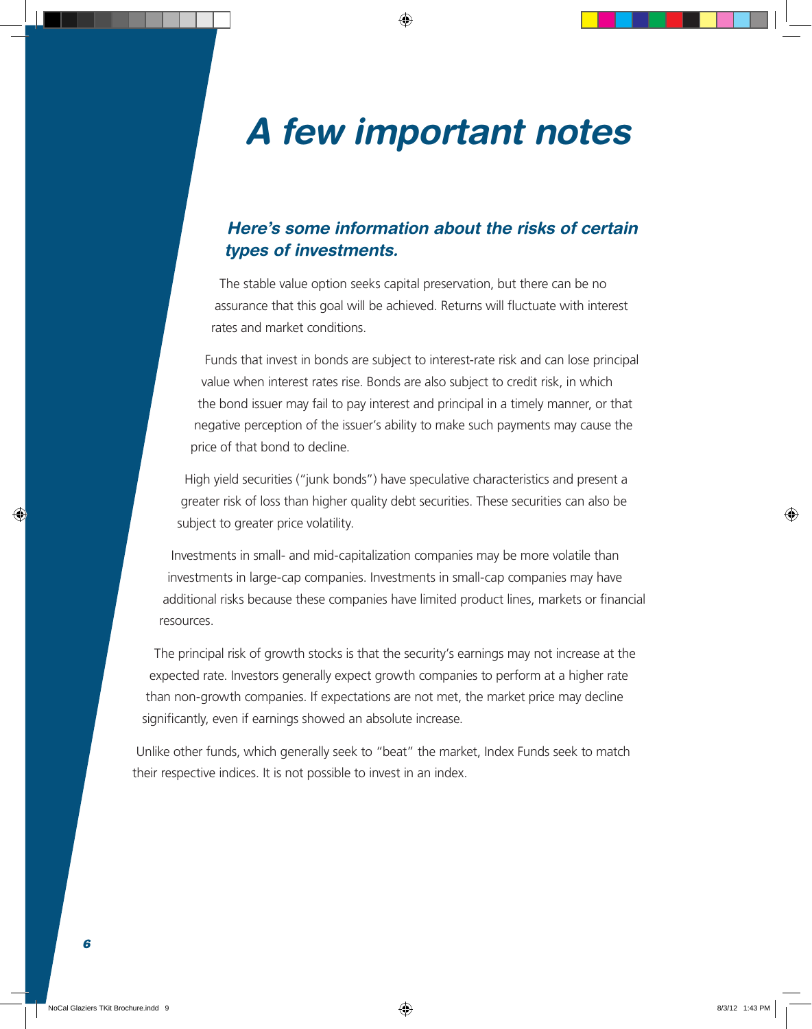# A few important notes

### *Here's some information about the risks of certain types of investments.*

The stable value option seeks capital preservation, but there can be no assurance that this goal will be achieved. Returns will fluctuate with interest rates and market conditions.

Funds that invest in bonds are subject to interest-rate risk and can lose principal value when interest rates rise. Bonds are also subject to credit risk, in which the bond issuer may fail to pay interest and principal in a timely manner, or that negative perception of the issuer's ability to make such payments may cause the price of that bond to decline.

High yield securities ("junk bonds") have speculative characteristics and present a greater risk of loss than higher quality debt securities. These securities can also be subject to greater price volatility.

Investments in small- and mid-capitalization companies may be more volatile than investments in large-cap companies. Investments in small-cap companies may have additional risks because these companies have limited product lines, markets or financial resources.

The principal risk of growth stocks is that the security's earnings may not increase at the expected rate. Investors generally expect growth companies to perform at a higher rate than non-growth companies. If expectations are not met, the market price may decline significantly, even if earnings showed an absolute increase.

Unlike other funds, which generally seek to "beat" the market, Index Funds seek to match their respective indices. It is not possible to invest in an index.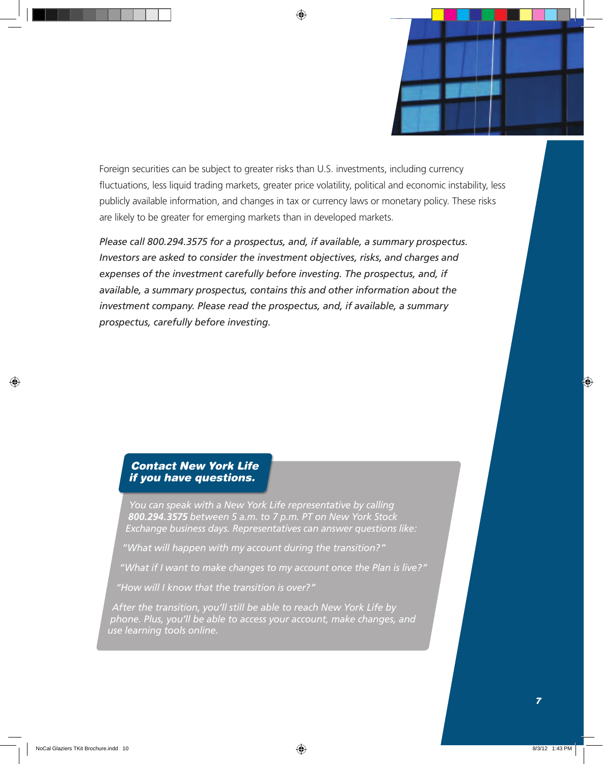Foreign securities can be subject to greater risks than U.S. investments, including currency fluctuations, less liquid trading markets, greater price volatility, political and economic instability, less publicly available information, and changes in tax or currency laws or monetary policy. These risks are likely to be greater for emerging markets than in developed markets.

*Please call 800.294.3575 for a prospectus, and, if available, a summary prospectus. Investors are asked to consider the investment objectives, risks, and charges and expenses of the investment carefully before investing. The prospectus, and, if available, a summary prospectus, contains this and other information about the investment company. Please read the prospectus, and, if available, a summary prospectus, carefully before investing.*

## *Contact New York Life if you have questions.*

*You can speak with a New York Life representative by calling* ***800.294.3575*** *between 5 a.m. to 7 p.m. PT on New York Stock Exchange business days. Representatives can answer questions like:*

*"What will happen with my account during the transition?"*

*"What if I want to make changes to my account once the Plan is live?"*

*"How will I know that the transition is over?"*

*After the transition, you'll still be able to reach New York Life by phone. Plus, you'll be able to access your account, make changes, and use learning tools online.*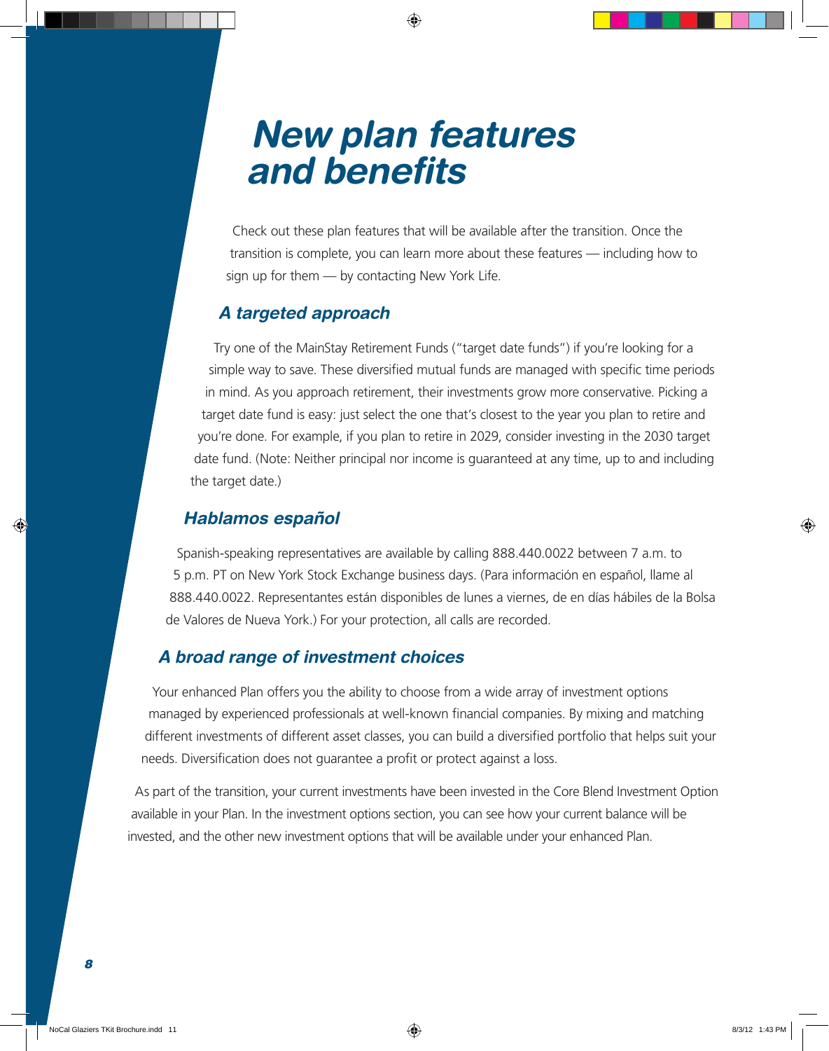# New plan features and benefits

Check out these plan features that will be available after the transition. Once the transition is complete, you can learn more about these features — including how to sign up for them — by contacting New York Life.

## *A targeted approach*

Try one of the MainStay Retirement Funds ("target date funds") if you're looking for a simple way to save. These diversified mutual funds are managed with specific time periods in mind. As you approach retirement, their investments grow more conservative. Picking a target date fund is easy: just select the one that's closest to the year you plan to retire and you're done. For example, if you plan to retire in 2029, consider investing in the 2030 target date fund. (Note: Neither principal nor income is guaranteed at any time, up to and including the target date.)

## *Hablamos español*

Spanish-speaking representatives are available by calling 888.440.0022 between 7 a.m. to 5 p.m. PT on New York Stock Exchange business days. (Para información en español, llame al 888.440.0022. Representantes están disponibles de lunes a viernes, de en días hábiles de la Bolsa de Valores de Nueva York.) For your protection, all calls are recorded.

## *A broad range of investment choices*

Your enhanced Plan offers you the ability to choose from a wide array of investment options managed by experienced professionals at well-known financial companies. By mixing and matching different investments of different asset classes, you can build a diversified portfolio that helps suit your needs. Diversification does not guarantee a profit or protect against a loss.

As part of the transition, your current investments have been invested in the Core Blend Investment Option available in your Plan. In the investment options section, you can see how your current balance will be invested, and the other new investment options that will be available under your enhanced Plan.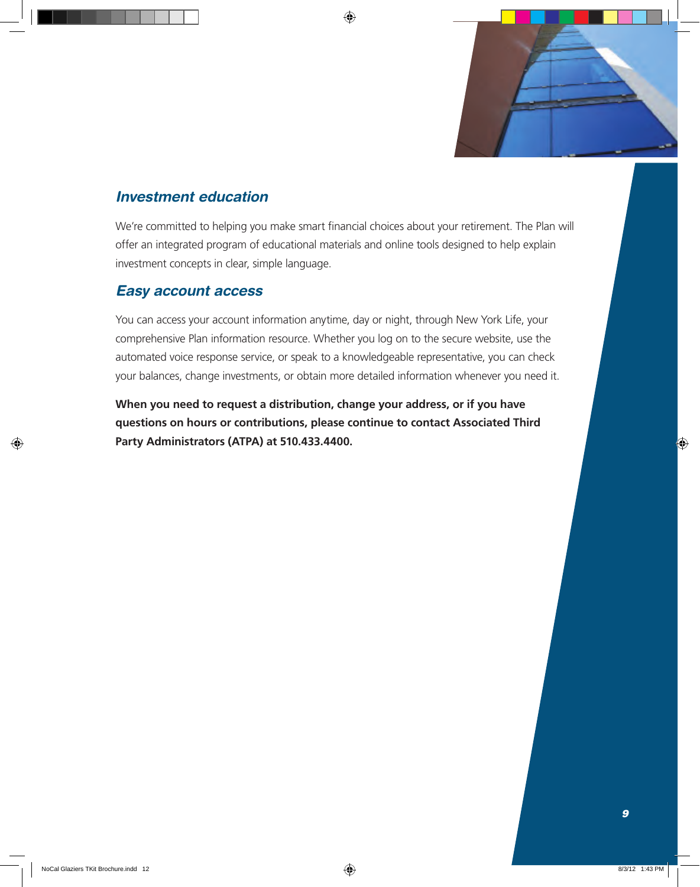## *Investment education*

We're committed to helping you make smart financial choices about your retirement. The Plan will offer an integrated program of educational materials and online tools designed to help explain investment concepts in clear, simple language.

## *Easy account access*

You can access your account information anytime, day or night, through New York Life, your comprehensive Plan information resource. Whether you log on to the secure website, use the automated voice response service, or speak to a knowledgeable representative, you can check your balances, change investments, or obtain more detailed information whenever you need it.

**When you need to request a distribution, change your address, or if you have questions on hours or contributions, please continue to contact Associated Third Party Administrators (ATPA) at 510.433.4400.**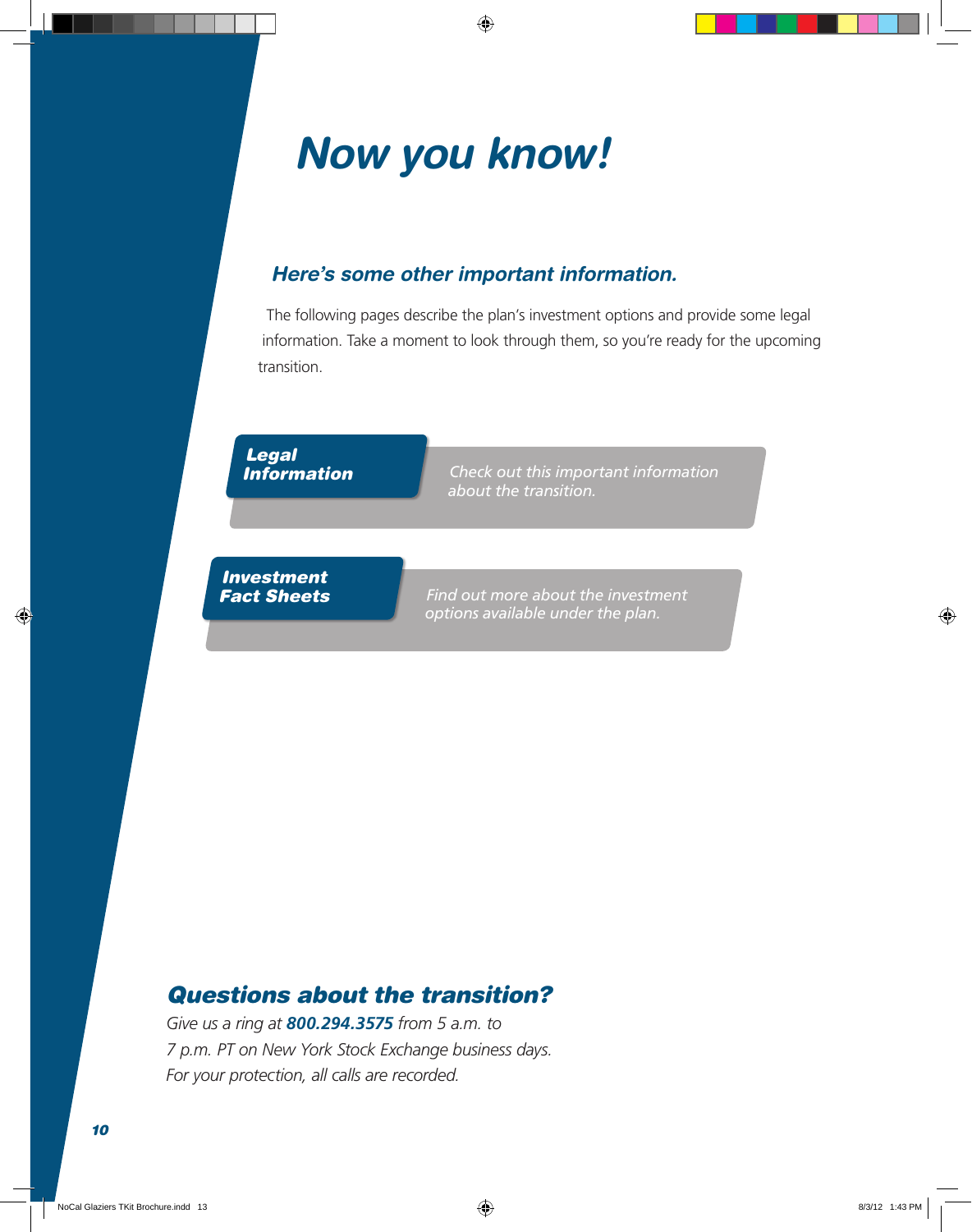# Now you know!

## Here's some other important information.

The following pages describe the plan's investment options and provide some legal information. Take a moment to look through them, so you're ready for the upcoming transition.

**Legal Information**

*Check out this important information about the transition.*

**Investment Fact Sheets**

*Find out more about the investment options available under the plan.*

## Questions about the transition?

*Give us a ring at* ***800.294.3575*** *from 5 a.m. to 7 p.m. PT on New York Stock Exchange business days. For your protection, all calls are recorded.*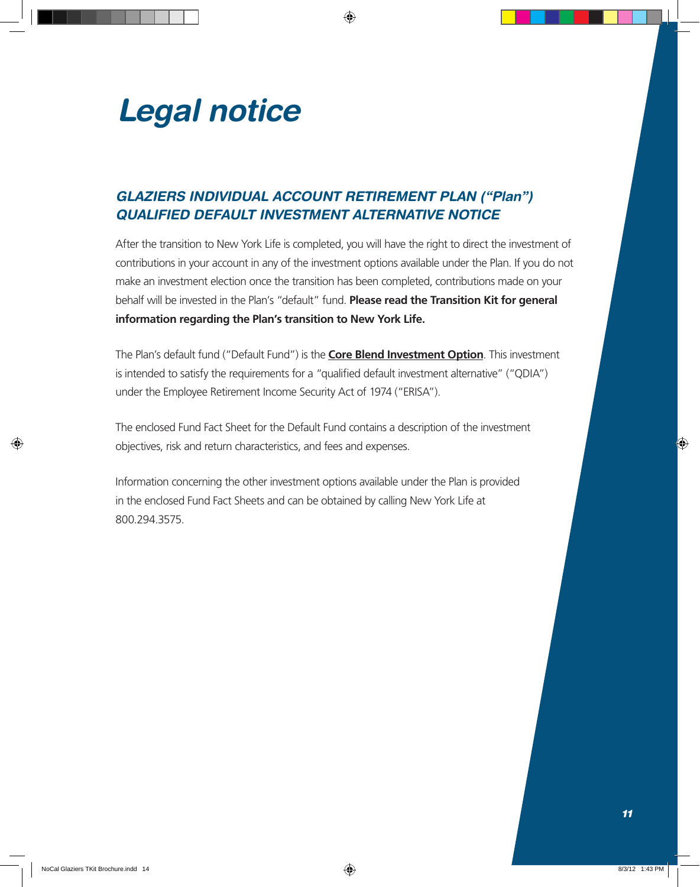# *Legal notice*

## *GLAZIERS INDIVIDUAL ACCOUNT RETIREMENT PLAN ("Plan")*
## *QUALIFIED DEFAULT INVESTMENT ALTERNATIVE NOTICE*

After the transition to New York Life is completed, you will have the right to direct the investment of contributions in your account in any of the investment options available under the Plan. If you do not make an investment election once the transition has been completed, contributions made on your behalf will be invested in the Plan's "default" fund. **Please read the Transition Kit for general information regarding the Plan's transition to New York Life.**

The Plan's default fund ("Default Fund") is the **<u>Core Blend Investment Option</u>**. This investment is intended to satisfy the requirements for a "qualified default investment alternative" ("QDIA") under the Employee Retirement Income Security Act of 1974 ("ERISA").

The enclosed Fund Fact Sheet for the Default Fund contains a description of the investment objectives, risk and return characteristics, and fees and expenses.

Information concerning the other investment options available under the Plan is provided in the enclosed Fund Fact Sheets and can be obtained by calling New York Life at 800.294.3575.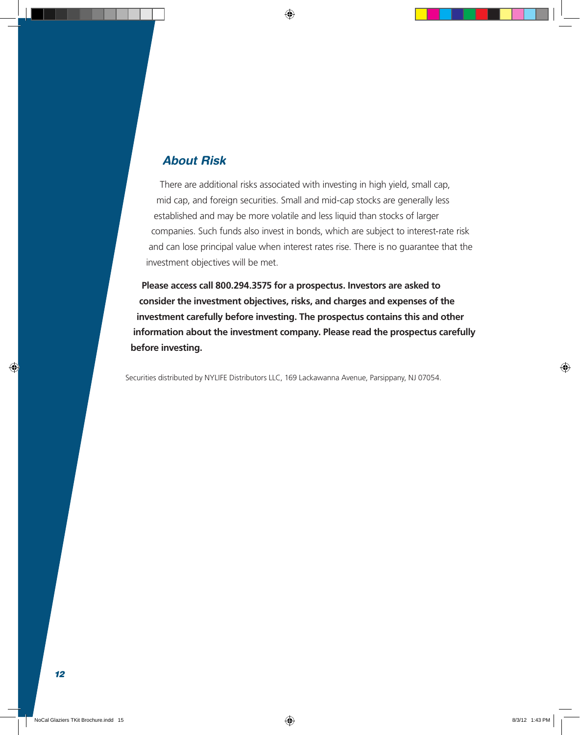## About Risk

There are additional risks associated with investing in high yield, small cap, mid cap, and foreign securities. Small and mid-cap stocks are generally less established and may be more volatile and less liquid than stocks of larger companies. Such funds also invest in bonds, which are subject to interest-rate risk and can lose principal value when interest rates rise. There is no guarantee that the investment objectives will be met.

**Please access call 800.294.3575 for a prospectus. Investors are asked to consider the investment objectives, risks, and charges and expenses of the investment carefully before investing. The prospectus contains this and other information about the investment company. Please read the prospectus carefully before investing.**

Securities distributed by NYLIFE Distributors LLC, 169 Lackawanna Avenue, Parsippany, NJ 07054.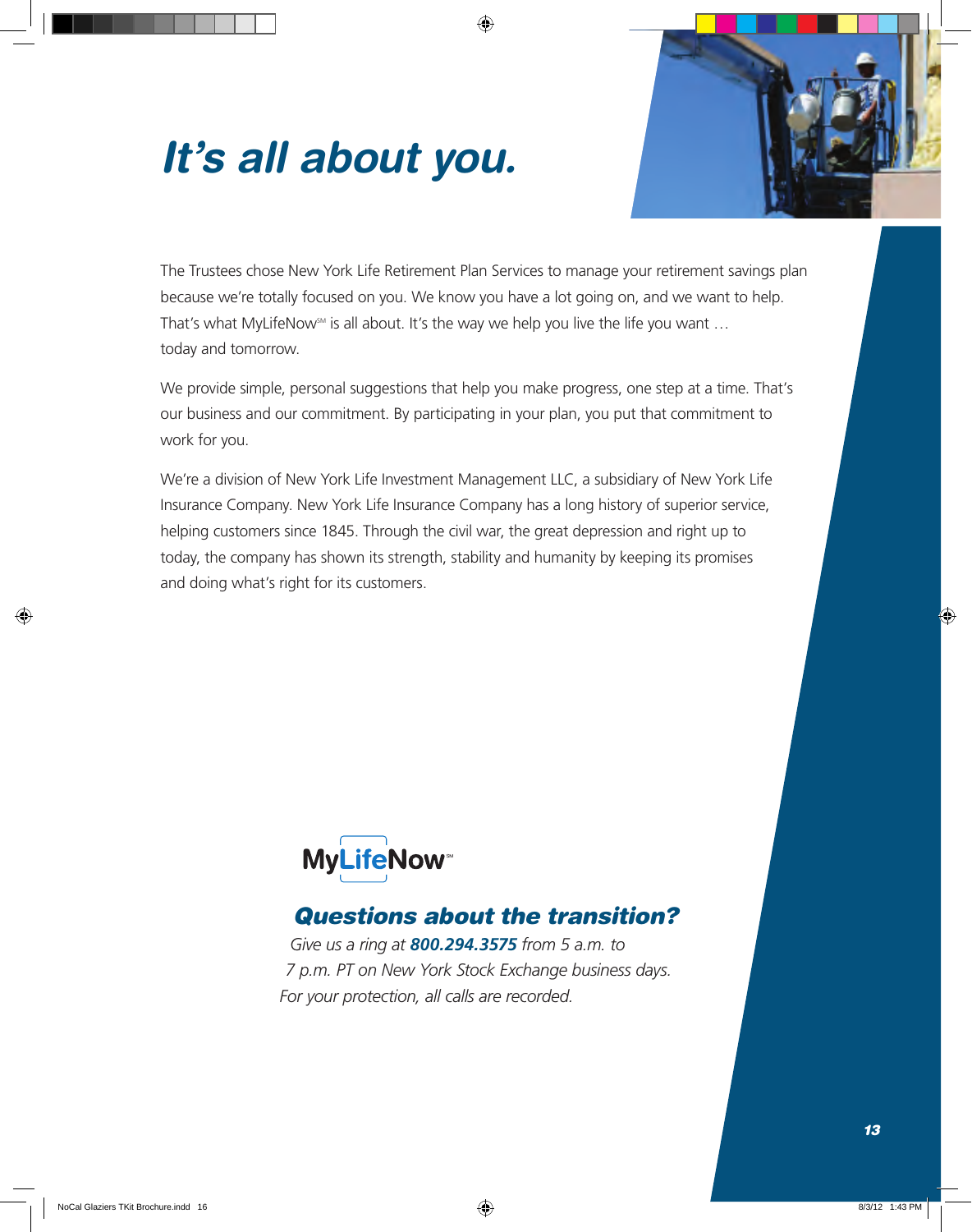# *It's all about you.*

The Trustees chose New York Life Retirement Plan Services to manage your retirement savings plan because we're totally focused on you. We know you have a lot going on, and we want to help. That's what MyLifeNow℠ is all about. It's the way we help you live the life you want … today and tomorrow.

We provide simple, personal suggestions that help you make progress, one step at a time. That's our business and our commitment. By participating in your plan, you put that commitment to work for you.

We're a division of New York Life Investment Management LLC, a subsidiary of New York Life Insurance Company. New York Life Insurance Company has a long history of superior service, helping customers since 1845. Through the civil war, the great depression and right up to today, the company has shown its strength, stability and humanity by keeping its promises and doing what's right for its customers.

MyLifeNow℠

## *Questions about the transition?*

*Give us a ring at* ***800.294.3575*** *from 5 a.m. to 7 p.m. PT on New York Stock Exchange business days. For your protection, all calls are recorded.*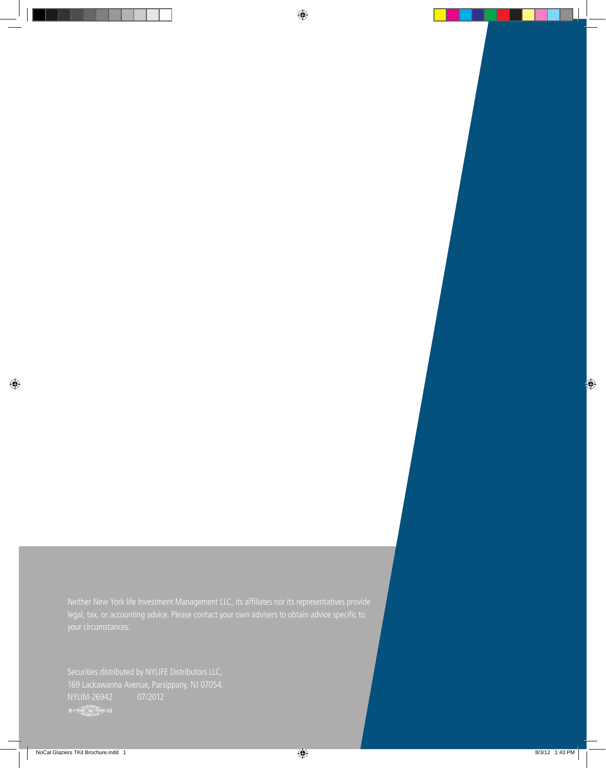Neither New York life Investment Management LLC, its affiliates nor its representatives provide legal, tax, or accounting advice. Please contact your own advisers to obtain advice specific to your circumstances.

Securities distributed by NYLIFE Distributors LLC,
169 Lackawanna Avenue, Parsippany, NJ 07054.
NYLIM-26942 07/2012